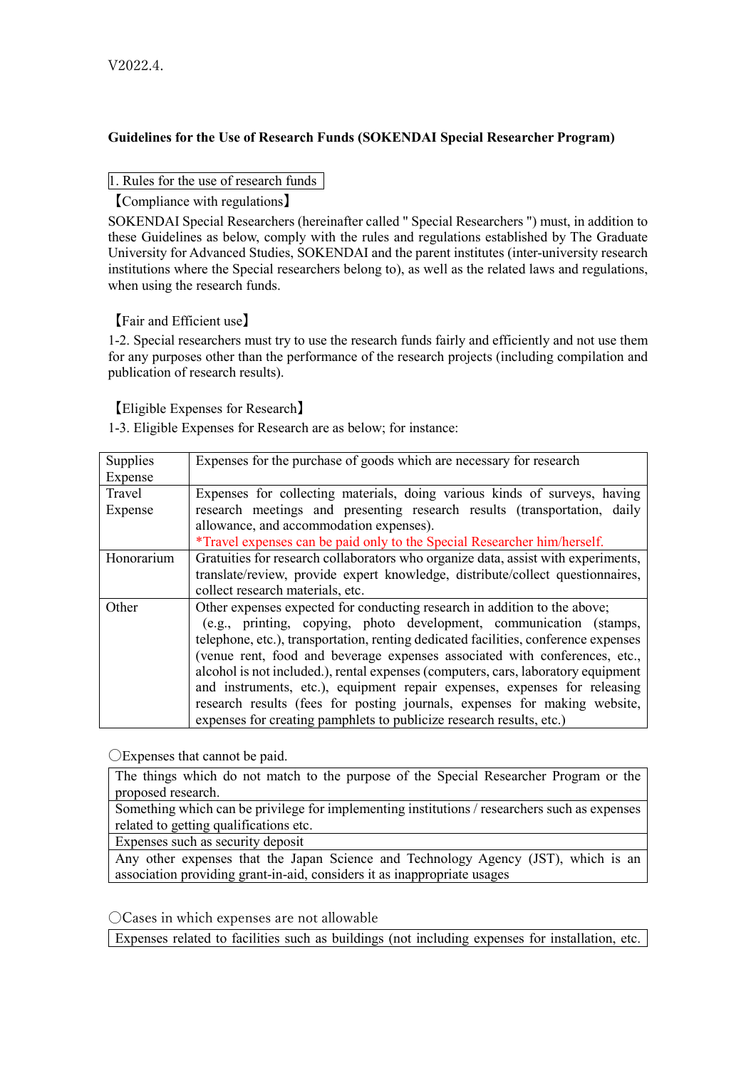V2022.4.

**Guidelines for the Use of Research Funds (SOKENDAI Special Researcher Program)**

## 1. Rules for the use of research funds

【Compliance with regulations】

SOKENDAI Special Researchers (hereinafter called " Special Researchers ") must, in addition to these Guidelines as below, comply with the rules and regulations established by The Graduate University for Advanced Studies, SOKENDAI and the parent institutes (inter-university research institutions where the Special researchers belong to), as well as the related laws and regulations, when using the research funds.

【Fair and Efficient use】

1-2. Special researchers must try to use the research funds fairly and efficiently and not use them for any purposes other than the performance of the research projects (including compilation and publication of research results).

【Eligible Expenses for Research】

1-3. Eligible Expenses for Research are as below; for instance:

| | |
|---|---|
| Supplies Expense | Expenses for the purchase of goods which are necessary for research |
| Travel Expense | Expenses for collecting materials, doing various kinds of surveys, having research meetings and presenting research results (transportation, daily allowance, and accommodation expenses).<br>*Travel expenses can be paid only to the Special Researcher him/herself. |
| Honorarium | Gratuities for research collaborators who organize data, assist with experiments, translate/review, provide expert knowledge, distribute/collect questionnaires, collect research materials, etc. |
| Other | Other expenses expected for conducting research in addition to the above; (e.g., printing, copying, photo development, communication (stamps, telephone, etc.), transportation, renting dedicated facilities, conference expenses (venue rent, food and beverage expenses associated with conferences, etc., alcohol is not included.), rental expenses (computers, cars, laboratory equipment and instruments, etc.), equipment repair expenses, expenses for releasing research results (fees for posting journals, expenses for making website, expenses for creating pamphlets to publicize research results, etc.) |

〇Expenses that cannot be paid.

| |
|---|
| The things which do not match to the purpose of the Special Researcher Program or the proposed research. |
| Something which can be privilege for implementing institutions / researchers such as expenses related to getting qualifications etc. |
| Expenses such as security deposit |
| Any other expenses that the Japan Science and Technology Agency (JST), which is an association providing grant-in-aid, considers it as inappropriate usages |

〇Cases in which expenses are not allowable

| |
|---|
| Expenses related to facilities such as buildings (not including expenses for installation, etc. |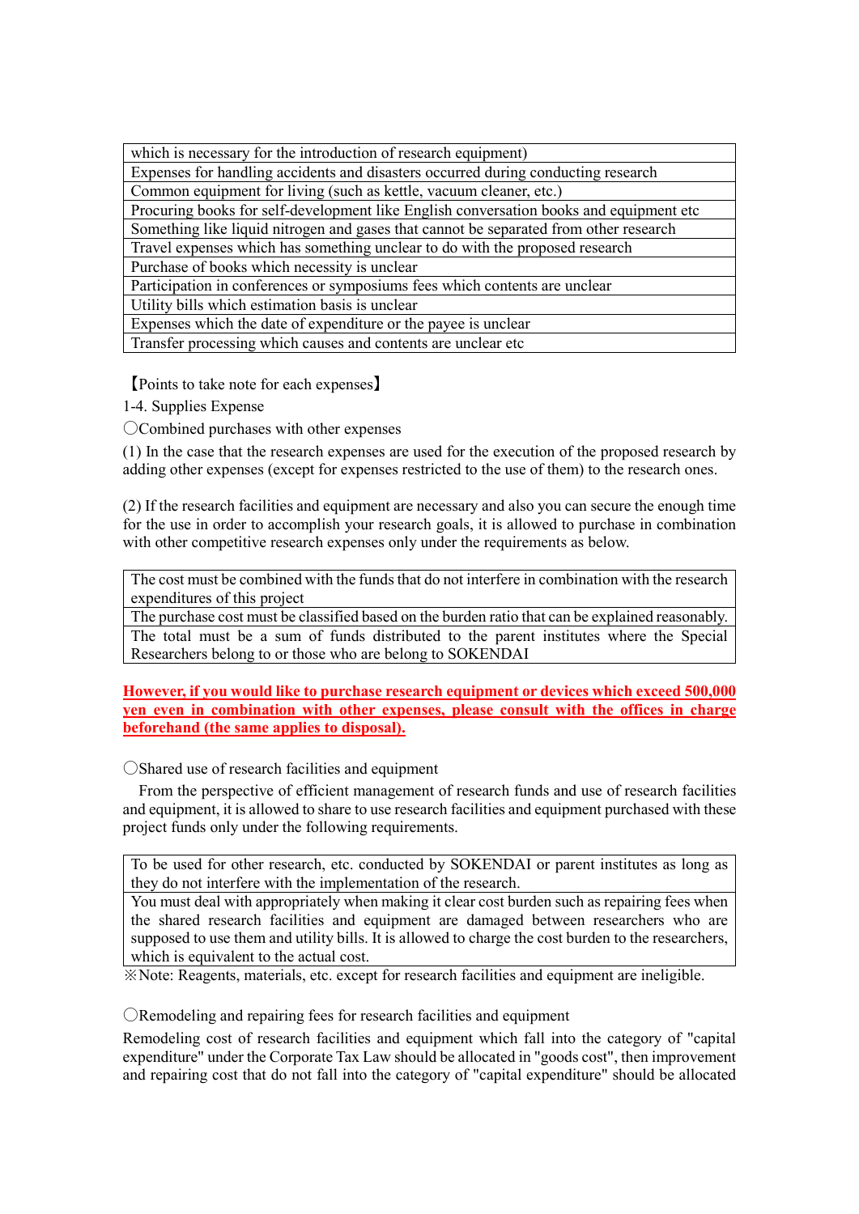| which is necessary for the introduction of research equipment) |
|---|
| Expenses for handling accidents and disasters occurred during conducting research |
| Common equipment for living (such as kettle, vacuum cleaner, etc.) |
| Procuring books for self-development like English conversation books and equipment etc |
| Something like liquid nitrogen and gases that cannot be separated from other research |
| Travel expenses which has something unclear to do with the proposed research |
| Purchase of books which necessity is unclear |
| Participation in conferences or symposiums fees which contents are unclear |
| Utility bills which estimation basis is unclear |
| Expenses which the date of expenditure or the payee is unclear |
| Transfer processing which causes and contents are unclear etc |

【Points to take note for each expenses】

1-4. Supplies Expense

〇Combined purchases with other expenses

(1) In the case that the research expenses are used for the execution of the proposed research by adding other expenses (except for expenses restricted to the use of them) to the research ones.

(2) If the research facilities and equipment are necessary and also you can secure the enough time for the use in order to accomplish your research goals, it is allowed to purchase in combination with other competitive research expenses only under the requirements as below.

| The cost must be combined with the funds that do not interfere in combination with the research expenditures of this project |
|---|
| The purchase cost must be classified based on the burden ratio that can be explained reasonably. |
| The total must be a sum of funds distributed to the parent institutes where the Special Researchers belong to or those who are belong to SOKENDAI |

**However, if you would like to purchase research equipment or devices which exceed 500,000 yen even in combination with other expenses, please consult with the offices in charge beforehand (the same applies to disposal).**

〇Shared use of research facilities and equipment

From the perspective of efficient management of research funds and use of research facilities and equipment, it is allowed to share to use research facilities and equipment purchased with these project funds only under the following requirements.

| To be used for other research, etc. conducted by SOKENDAI or parent institutes as long as they do not interfere with the implementation of the research. |
|---|
| You must deal with appropriately when making it clear cost burden such as repairing fees when the shared research facilities and equipment are damaged between researchers who are supposed to use them and utility bills. It is allowed to charge the cost burden to the researchers, which is equivalent to the actual cost. |

※Note: Reagents, materials, etc. except for research facilities and equipment are ineligible.

〇Remodeling and repairing fees for research facilities and equipment

Remodeling cost of research facilities and equipment which fall into the category of "capital expenditure" under the Corporate Tax Law should be allocated in "goods cost", then improvement and repairing cost that do not fall into the category of "capital expenditure" should be allocated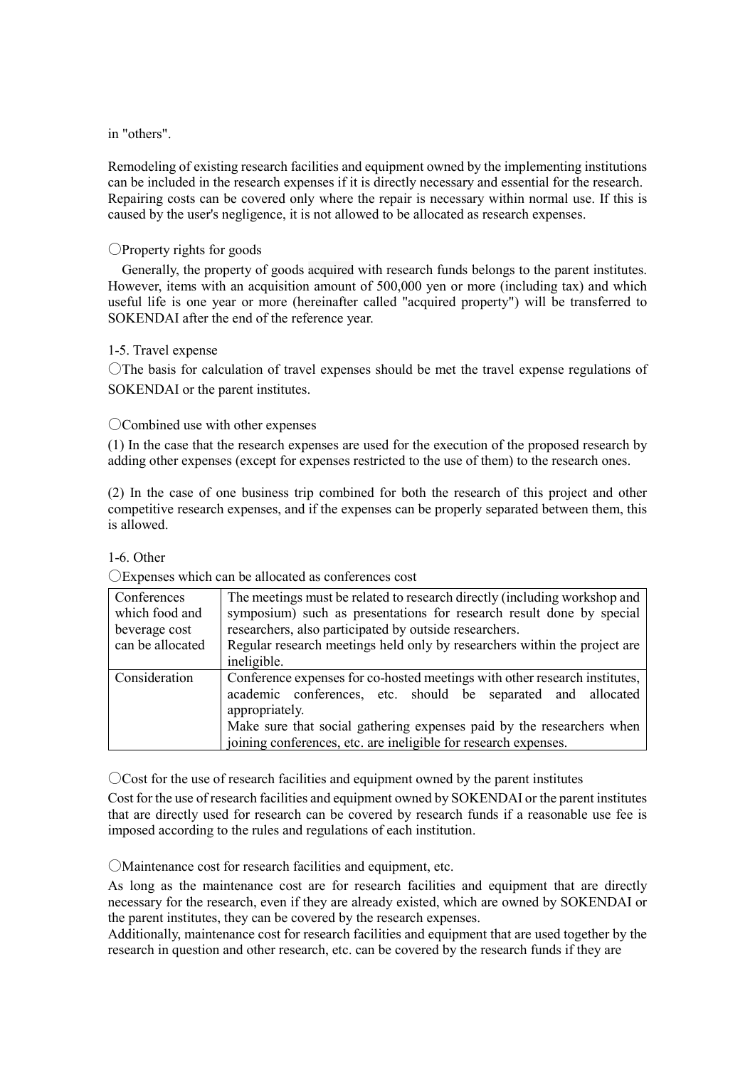in "others".

Remodeling of existing research facilities and equipment owned by the implementing institutions can be included in the research expenses if it is directly necessary and essential for the research. Repairing costs can be covered only where the repair is necessary within normal use. If this is caused by the user's negligence, it is not allowed to be allocated as research expenses.

○Property rights for goods

Generally, the property of goods acquired with research funds belongs to the parent institutes. However, items with an acquisition amount of 500,000 yen or more (including tax) and which useful life is one year or more (hereinafter called "acquired property") will be transferred to SOKENDAI after the end of the reference year.

1-5. Travel expense

○The basis for calculation of travel expenses should be met the travel expense regulations of SOKENDAI or the parent institutes.

○Combined use with other expenses

(1) In the case that the research expenses are used for the execution of the proposed research by adding other expenses (except for expenses restricted to the use of them) to the research ones.

(2) In the case of one business trip combined for both the research of this project and other competitive research expenses, and if the expenses can be properly separated between them, this is allowed.

1-6. Other

○Expenses which can be allocated as conferences cost

| | |
|---|---|
| Conferences which food and beverage cost can be allocated | The meetings must be related to research directly (including workshop and symposium) such as presentations for research result done by special researchers, also participated by outside researchers.<br>Regular research meetings held only by researchers within the project are ineligible. |
| Consideration | Conference expenses for co-hosted meetings with other research institutes, academic conferences, etc. should be separated and allocated appropriately.<br>Make sure that social gathering expenses paid by the researchers when joining conferences, etc. are ineligible for research expenses. |

○Cost for the use of research facilities and equipment owned by the parent institutes

Cost for the use of research facilities and equipment owned by SOKENDAI or the parent institutes that are directly used for research can be covered by research funds if a reasonable use fee is imposed according to the rules and regulations of each institution.

○Maintenance cost for research facilities and equipment, etc.

As long as the maintenance cost are for research facilities and equipment that are directly necessary for the research, even if they are already existed, which are owned by SOKENDAI or the parent institutes, they can be covered by the research expenses.

Additionally, maintenance cost for research facilities and equipment that are used together by the research in question and other research, etc. can be covered by the research funds if they are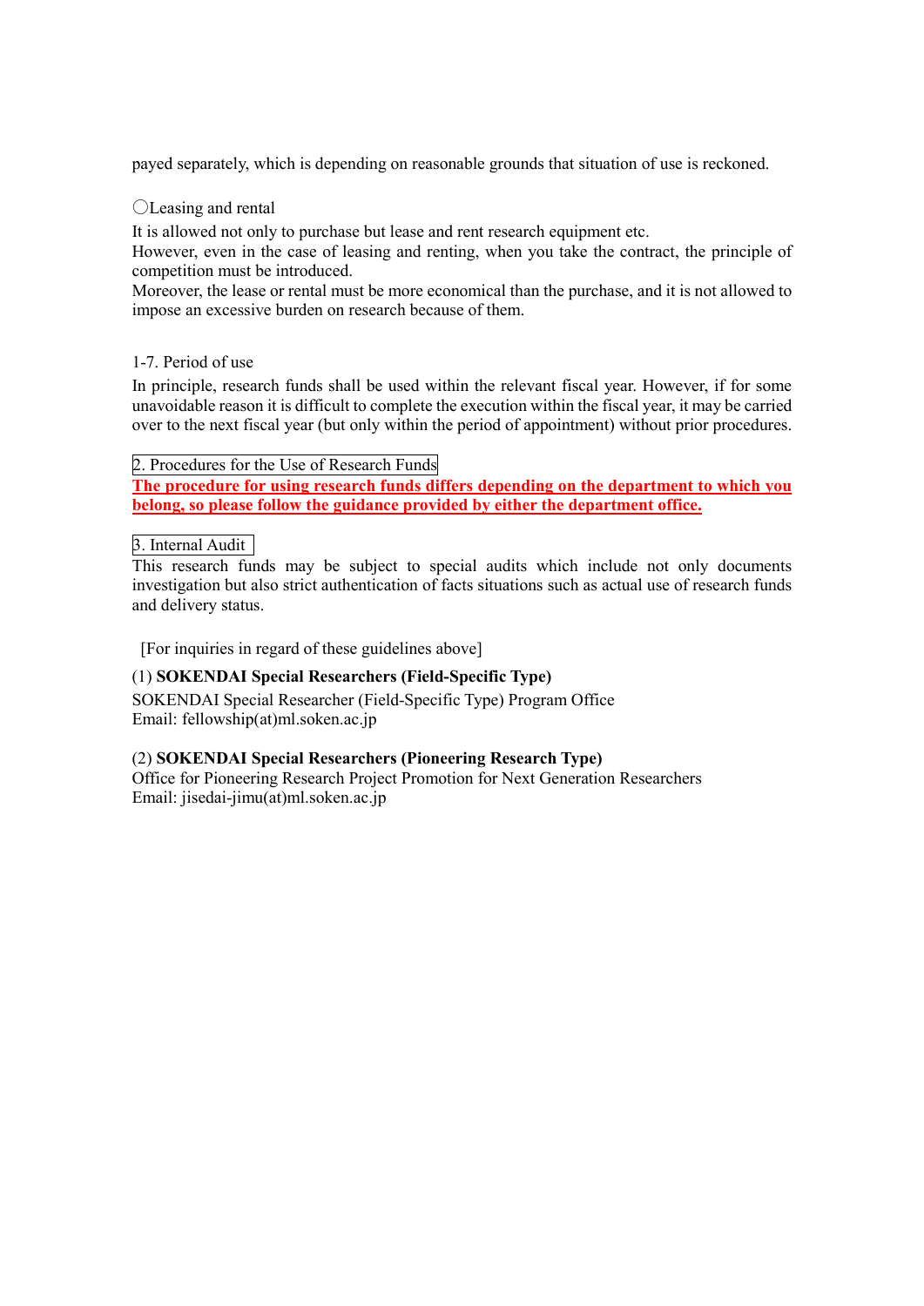payed separately, which is depending on reasonable grounds that situation of use is reckoned.

〇Leasing and rental

It is allowed not only to purchase but lease and rent research equipment etc.
However, even in the case of leasing and renting, when you take the contract, the principle of competition must be introduced.
Moreover, the lease or rental must be more economical than the purchase, and it is not allowed to impose an excessive burden on research because of them.

### 1-7. Period of use

In principle, research funds shall be used within the relevant fiscal year. However, if for some unavoidable reason it is difficult to complete the execution within the fiscal year, it may be carried over to the next fiscal year (but only within the period of appointment) without prior procedures.

## 2. Procedures for the Use of Research Funds

**The procedure for using research funds differs depending on the department to which you belong, so please follow the guidance provided by either the department office.**

## 3. Internal Audit

This research funds may be subject to special audits which include not only documents investigation but also strict authentication of facts situations such as actual use of research funds and delivery status.

[For inquiries in regard of these guidelines above]

(1) **SOKENDAI Special Researchers (Field-Specific Type)**

SOKENDAI Special Researcher (Field-Specific Type) Program Office
Email: fellowship(at)ml.soken.ac.jp

(2) **SOKENDAI Special Researchers (Pioneering Research Type)**

Office for Pioneering Research Project Promotion for Next Generation Researchers
Email: jisedai-jimu(at)ml.soken.ac.jp